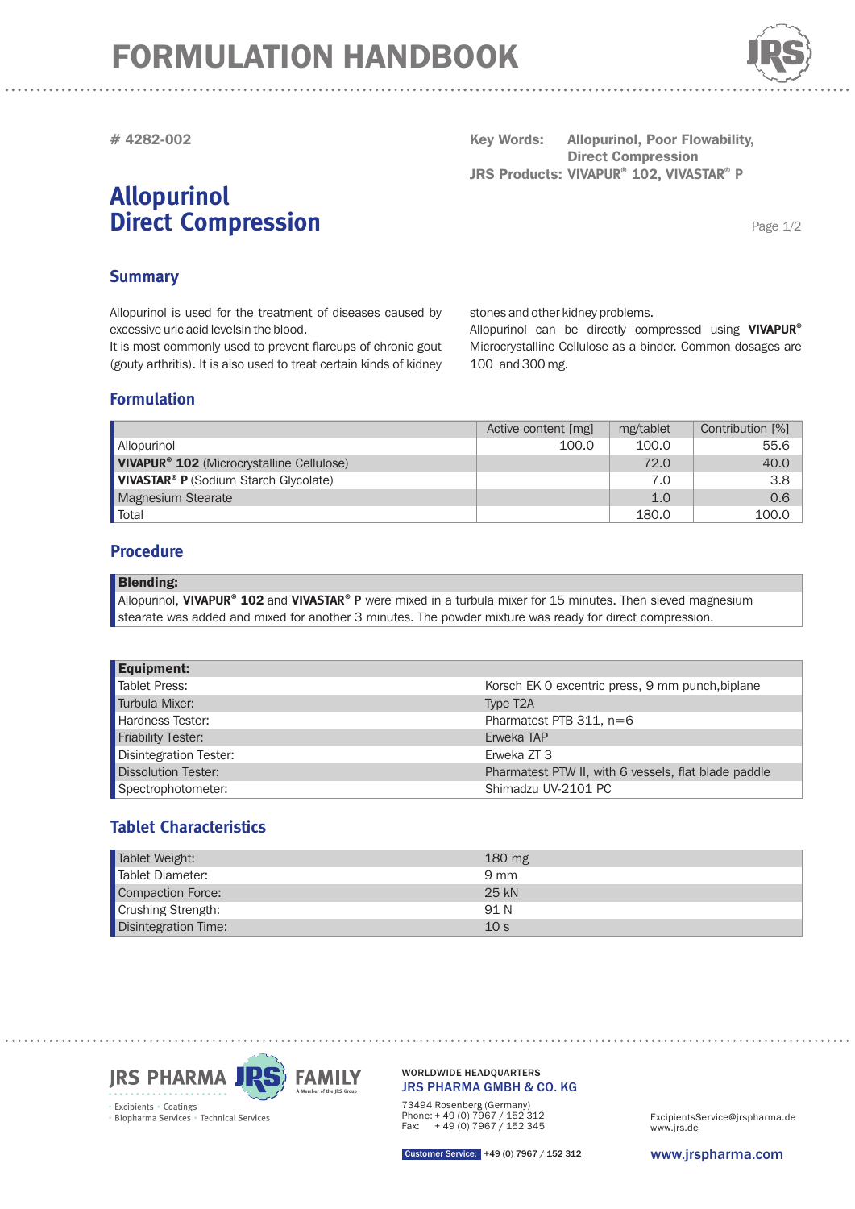# FORMULATION HANDBOOK

**# 4282-002**

**Key Words:** Allopurinol, Poor Flowability, Direct Compression
**JRS Products:** VIVAPUR® 102, VIVASTAR® P

# Allopurinol Direct Compression

## Summary

Allopurinol is used for the treatment of diseases caused by excessive uric acid levelsin the blood.
It is most commonly used to prevent flareups of chronic gout (gouty arthritis). It is also used to treat certain kinds of kidney stones and other kidney problems.
Allopurinol can be directly compressed using **VIVAPUR®** Microcrystalline Cellulose as a binder. Common dosages are 100 and 300 mg.

## Formulation

| | Active content [mg] | mg/tablet | Contribution [%] |
|---|---|---|---|
| Allopurinol | 100.0 | 100.0 | 55.6 |
| **VIVAPUR® 102** (Microcrystalline Cellulose) | | 72.0 | 40.0 |
| **VIVASTAR® P** (Sodium Starch Glycolate) | | 7.0 | 3.8 |
| Magnesium Stearate | | 1.0 | 0.6 |
| Total | | 180.0 | 100.0 |

## Procedure

**Blending:**
Allopurinol, **VIVAPUR® 102** and **VIVASTAR® P** were mixed in a turbula mixer for 15 minutes. Then sieved magnesium stearate was added and mixed for another 3 minutes. The powder mixture was ready for direct compression.

| **Equipment:** | |
|---|---|
| Tablet Press: | Korsch EK 0 excentric press, 9 mm punch,biplane |
| Turbula Mixer: | Type T2A |
| Hardness Tester: | Pharmatest PTB 311, n=6 |
| Friability Tester: | Erweka TAP |
| Disintegration Tester: | Erweka ZT 3 |
| Dissolution Tester: | Pharmatest PTW II, with 6 vessels, flat blade paddle |
| Spectrophotometer: | Shimadzu UV-2101 PC |

## Tablet Characteristics

| | |
|---|---|
| Tablet Weight: | 180 mg |
| Tablet Diameter: | 9 mm |
| Compaction Force: | 25 kN |
| Crushing Strength: | 91 N |
| Disintegration Time: | 10 s |

JRS PHARMA FAMILY
Excipients · Coatings · Biopharma Services · Technical Services

WORLDWIDE HEADQUARTERS
JRS PHARMA GMBH & CO. KG
73494 Rosenberg (Germany)
Phone: + 49 (0) 7967 / 152 312
Fax: + 49 (0) 7967 / 152 345

Customer Service: +49 (0) 7967 / 152 312

ExcipientsService@jrspharma.de
www.jrs.de
www.jrspharma.com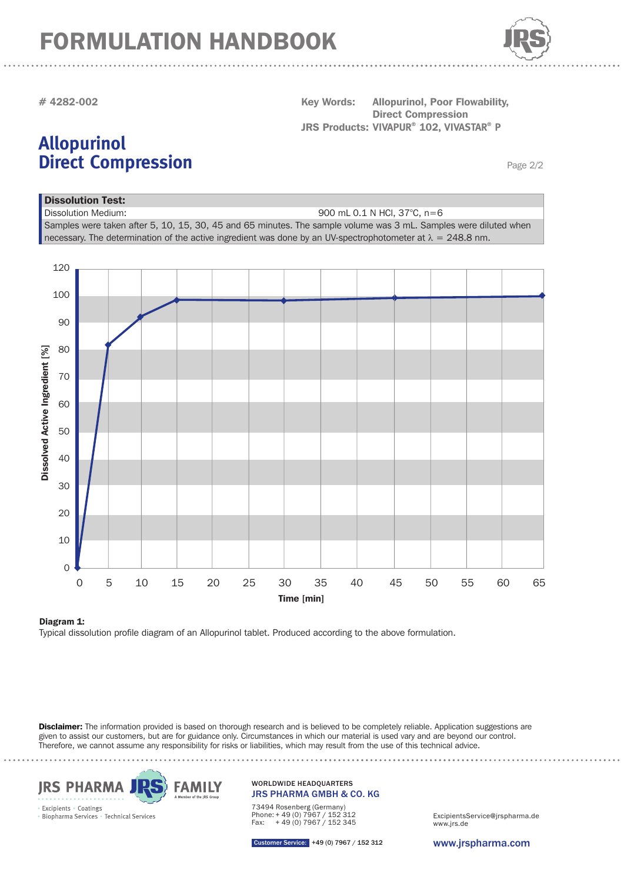# FORMULATION HANDBOOK

**# 4282-002**

**Key Words:** Allopurinol, Poor Flowability, Direct Compression

**JRS Products:** VIVAPUR® 102, VIVASTAR® P

## Allopurinol Direct Compression

| **Dissolution Test:** | |
| --- | --- |
| Dissolution Medium: | 900 mL 0.1 N HCl, 37°C, n=6 |
| Samples were taken after 5, 10, 15, 30, 45 and 65 minutes. The sample volume was 3 mL. Samples were diluted when necessary. The determination of the active ingredient was done by an UV-spectrophotometer at λ = 248.8 nm. | |

Dissolved Active Ingredient [%]

120
100
90
80
70
60
50
40
30
20
10
0

0 5 10 15 20 25 30 35 40 45 50 55 60 65

Time [min]

**Diagram 1:**
Typical dissolution profile diagram of an Allopurinol tablet. Produced according to the above formulation.

**Disclaimer:** The information provided is based on thorough research and is believed to be completely reliable. Application suggestions are given to assist our customers, but are for guidance only. Circumstances in which our material is used vary and are beyond our control. Therefore, we cannot assume any responsibility for risks or liabilities, which may result from the use of this technical advice.

JRS PHARMA JRS FAMILY
A Member of the JRS Group

Excipients · Coatings
Biopharma Services · Technical Services

WORLDWIDE HEADQUARTERS
JRS PHARMA GMBH & CO. KG
73494 Rosenberg (Germany)
Phone: + 49 (0) 7967 / 152 312
Fax: + 49 (0) 7967 / 152 345

ExcipientsService@jrspharma.de
www.jrs.de

Customer Service: +49 (0) 7967 / 152 312

www.jrspharma.com